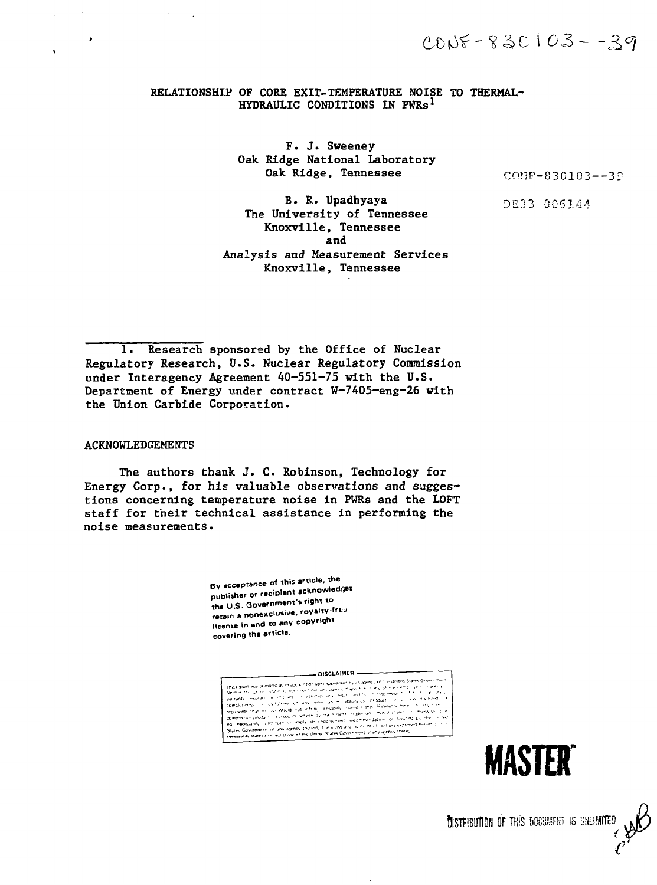CONF-830103--39

# RELATIONSHIP OF CORE EXIT-TEMPERATURE NOISE TO THERMAL-HYDRAULIC CONDITIONS IN PWRs[1]

F. J. Sweeney
Oak Ridge National Laboratory
Oak Ridge, Tennessee

CONF-830103--39

DE83 006144

B. R. Upadhyaya
The University of Tennessee
Knoxville, Tennessee
and
Analysis and Measurement Services
Knoxville, Tennessee

---

1. Research sponsored by the Office of Nuclear Regulatory Research, U.S. Nuclear Regulatory Commission under Interagency Agreement 40-551-75 with the U.S. Department of Energy under contract W-7405-eng-26 with the Union Carbide Corporation.

## ACKNOWLEDGEMENTS

The authors thank J. C. Robinson, Technology for Energy Corp., for his valuable observations and suggestions concerning temperature noise in PWRs and the LOFT staff for their technical assistance in performing the noise measurements.

By acceptance of this article, the publisher or recipient acknowledges the U.S. Government's right to retain a nonexclusive, royalty-free license in and to any copyright covering the article.

**MASTER**

DISTRIBUTION OF THIS DOCUMENT IS UNLIMITED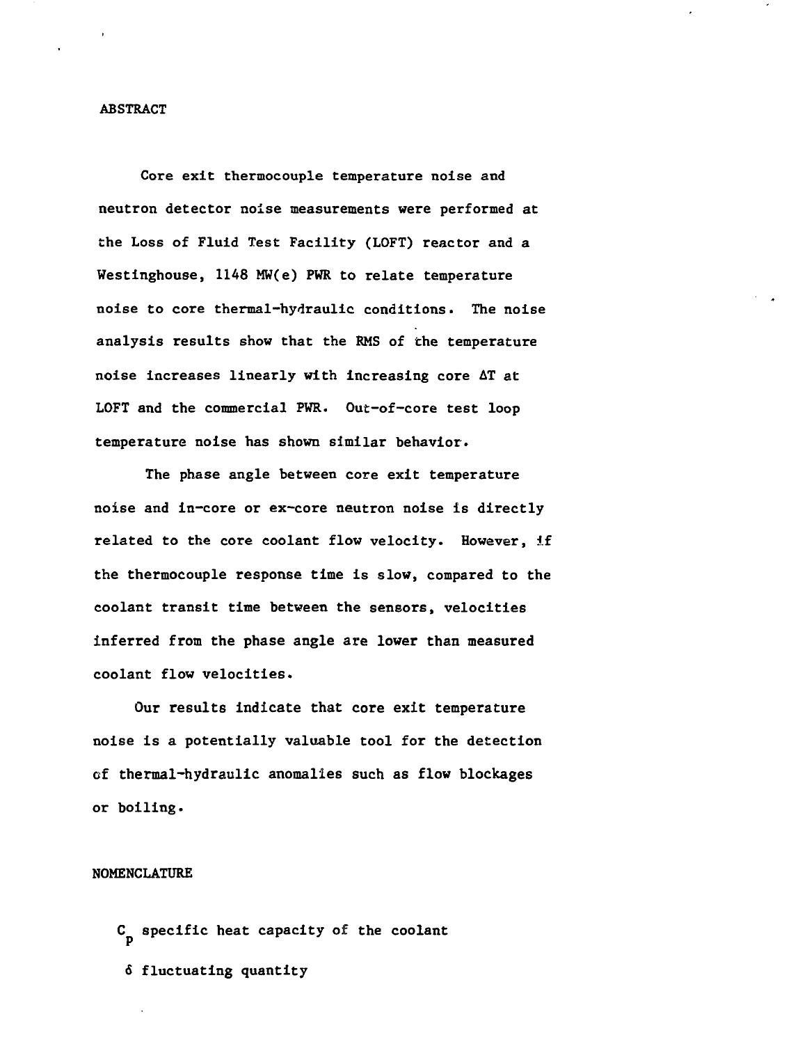## ABSTRACT

Core exit thermocouple temperature noise and neutron detector noise measurements were performed at the Loss of Fluid Test Facility (LOFT) reactor and a Westinghouse, 1148 MW(e) PWR to relate temperature noise to core thermal-hydraulic conditions. The noise analysis results show that the RMS of the temperature noise increases linearly with increasing core $\Delta T$ at LOFT and the commercial PWR. Out-of-core test loop temperature noise has shown similar behavior.

The phase angle between core exit temperature noise and in-core or ex-core neutron noise is directly related to the core coolant flow velocity. However, if the thermocouple response time is slow, compared to the coolant transit time between the sensors, velocities inferred from the phase angle are lower than measured coolant flow velocities.

Our results indicate that core exit temperature noise is a potentially valuable tool for the detection of thermal-hydraulic anomalies such as flow blockages or boiling.

## NOMENCLATURE

$C_p$ specific heat capacity of the coolant

$\delta$ fluctuating quantity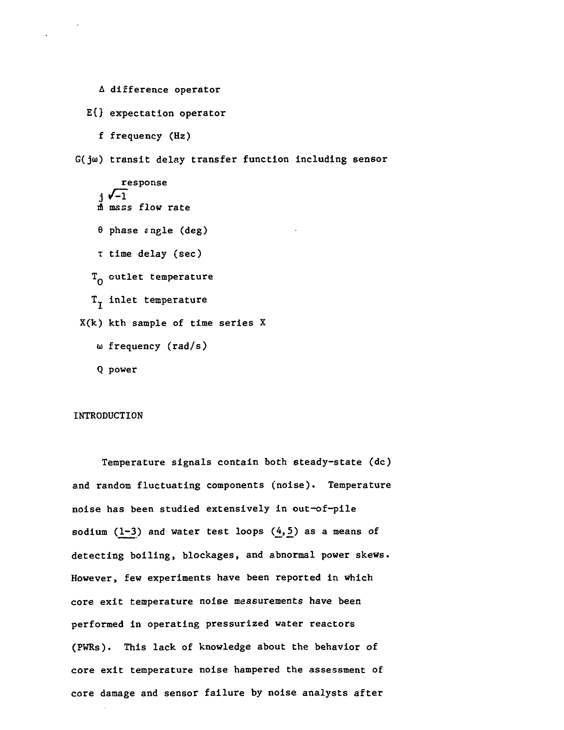$\Delta$ difference operator

$E\{\}$ expectation operator

$f$ frequency (Hz)

$G(j\omega)$ transit delay transfer function including sensor response

$j$ $\sqrt{-1}$

$\dot{m}$ mass flow rate

$\theta$ phase angle (deg)

$\tau$ time delay (sec)

$T_O$ outlet temperature

$T_I$ inlet temperature

$X(k)$ kth sample of time series X

$\omega$ frequency (rad/s)

$Q$ power

## INTRODUCTION

Temperature signals contain both steady-state (dc) and random fluctuating components (noise). Temperature noise has been studied extensively in out-of-pile sodium (1-3) and water test loops (4,5) as a means of detecting boiling, blockages, and abnormal power skews. However, few experiments have been reported in which core exit temperature noise measurements have been performed in operating pressurized water reactors (PWRs). This lack of knowledge about the behavior of core exit temperature noise hampered the assessment of core damage and sensor failure by noise analysts after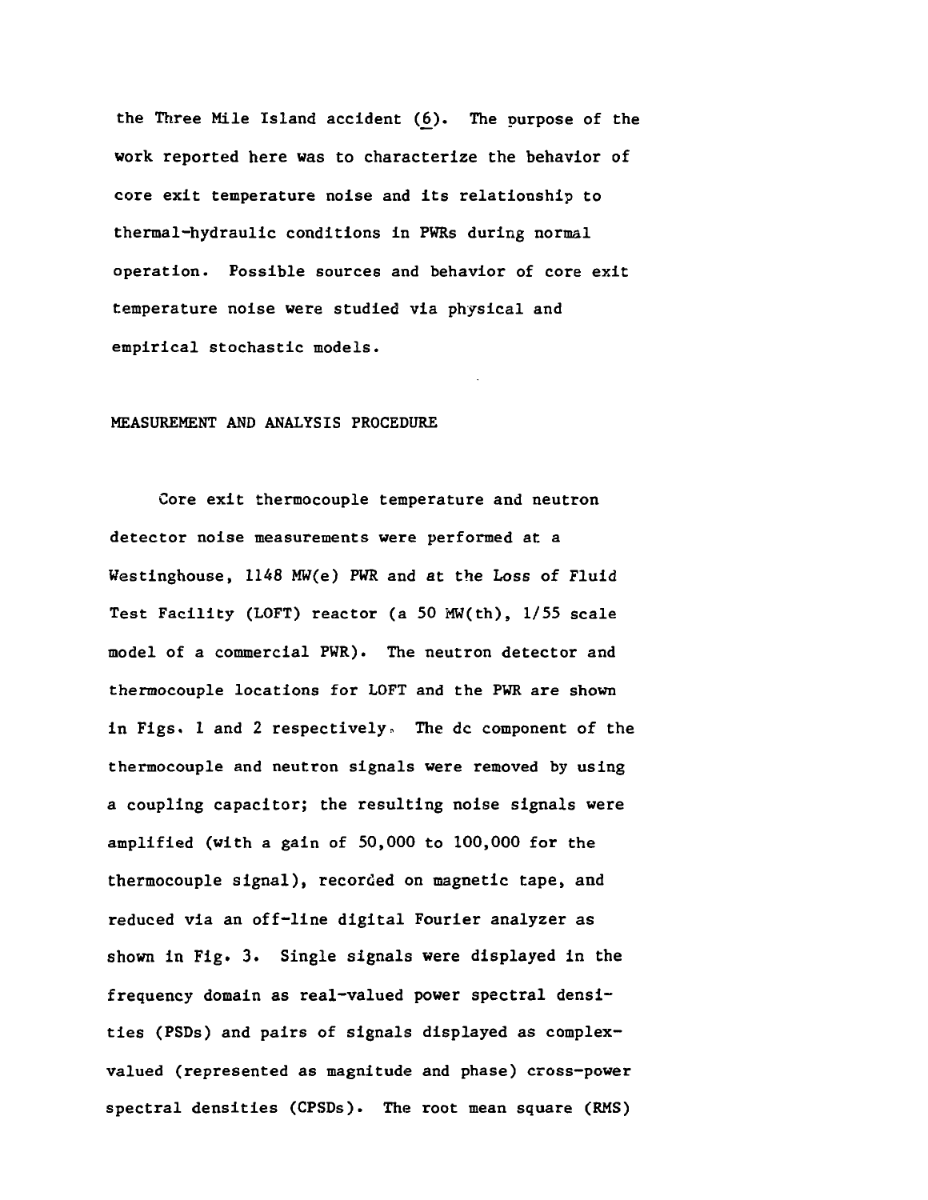the Three Mile Island accident (6). The purpose of the work reported here was to characterize the behavior of core exit temperature noise and its relationship to thermal-hydraulic conditions in PWRs during normal operation. Possible sources and behavior of core exit temperature noise were studied via physical and empirical stochastic models.

## MEASUREMENT AND ANALYSIS PROCEDURE

Core exit thermocouple temperature and neutron detector noise measurements were performed at a Westinghouse, 1148 MW(e) PWR and at the Loss of Fluid Test Facility (LOFT) reactor (a 50 MW(th), 1/55 scale model of a commercial PWR). The neutron detector and thermocouple locations for LOFT and the PWR are shown in Figs. 1 and 2 respectively. The dc component of the thermocouple and neutron signals were removed by using a coupling capacitor; the resulting noise signals were amplified (with a gain of 50,000 to 100,000 for the thermocouple signal), recorded on magnetic tape, and reduced via an off-line digital Fourier analyzer as shown in Fig. 3. Single signals were displayed in the frequency domain as real-valued power spectral densities (PSDs) and pairs of signals displayed as complex-valued (represented as magnitude and phase) cross-power spectral densities (CPSDs). The root mean square (RMS)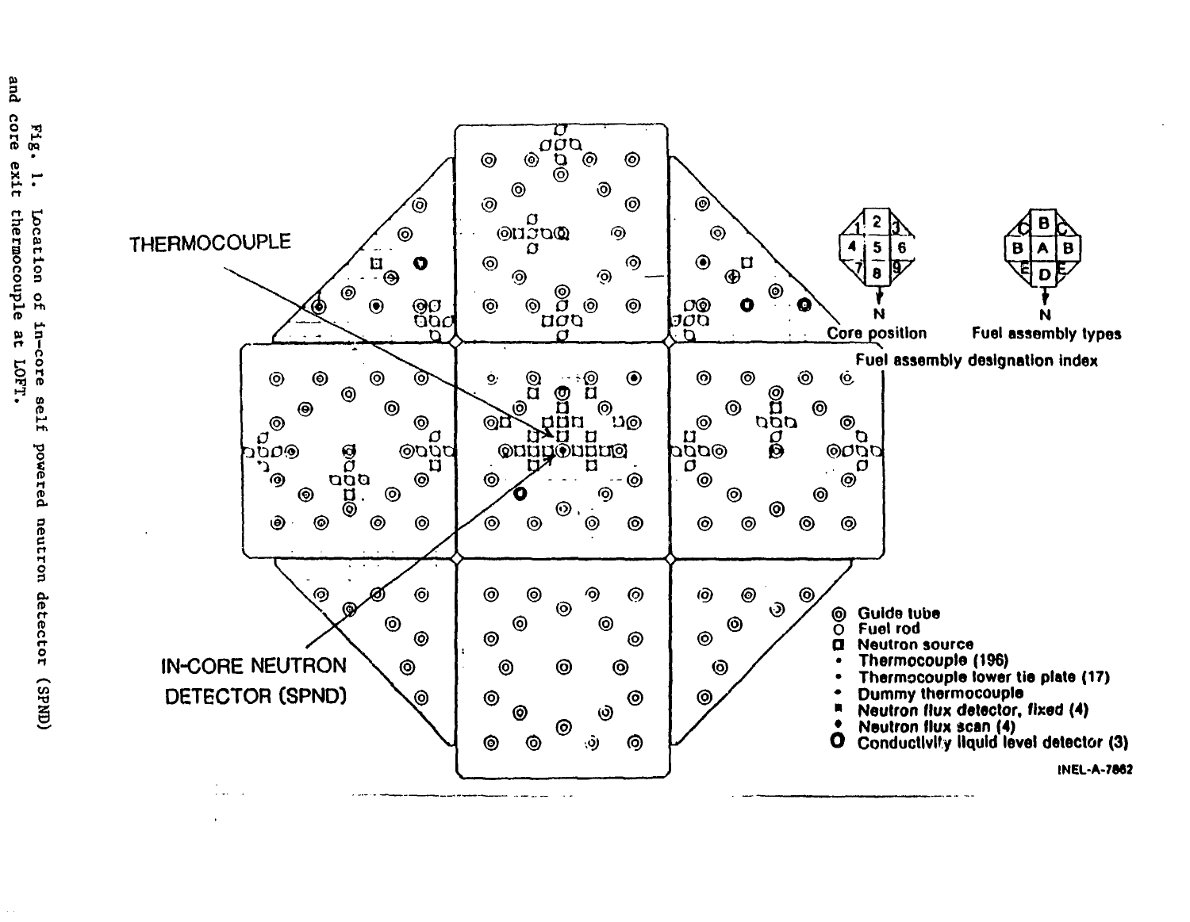THERMOCOUPLE

IN-CORE NEUTRON DETECTOR (SPND)

Core position

Fuel assembly types

Fuel assembly designation index

- ◎ Guide tube
- O Fuel rod
- ◘ Neutron source
- • Thermocouple (196)
- • Thermocouple lower tie plate (17)
- • Dummy thermocouple
- ▪ Neutron flux detector, fixed (4)
- • Neutron flux scan (4)
- **O** Conductivity liquid level detector (3)

INEL-A-7862

Fig. 1. Location of in-core self powered neutron detector (SPND) and core exit thermocouple at LOFT.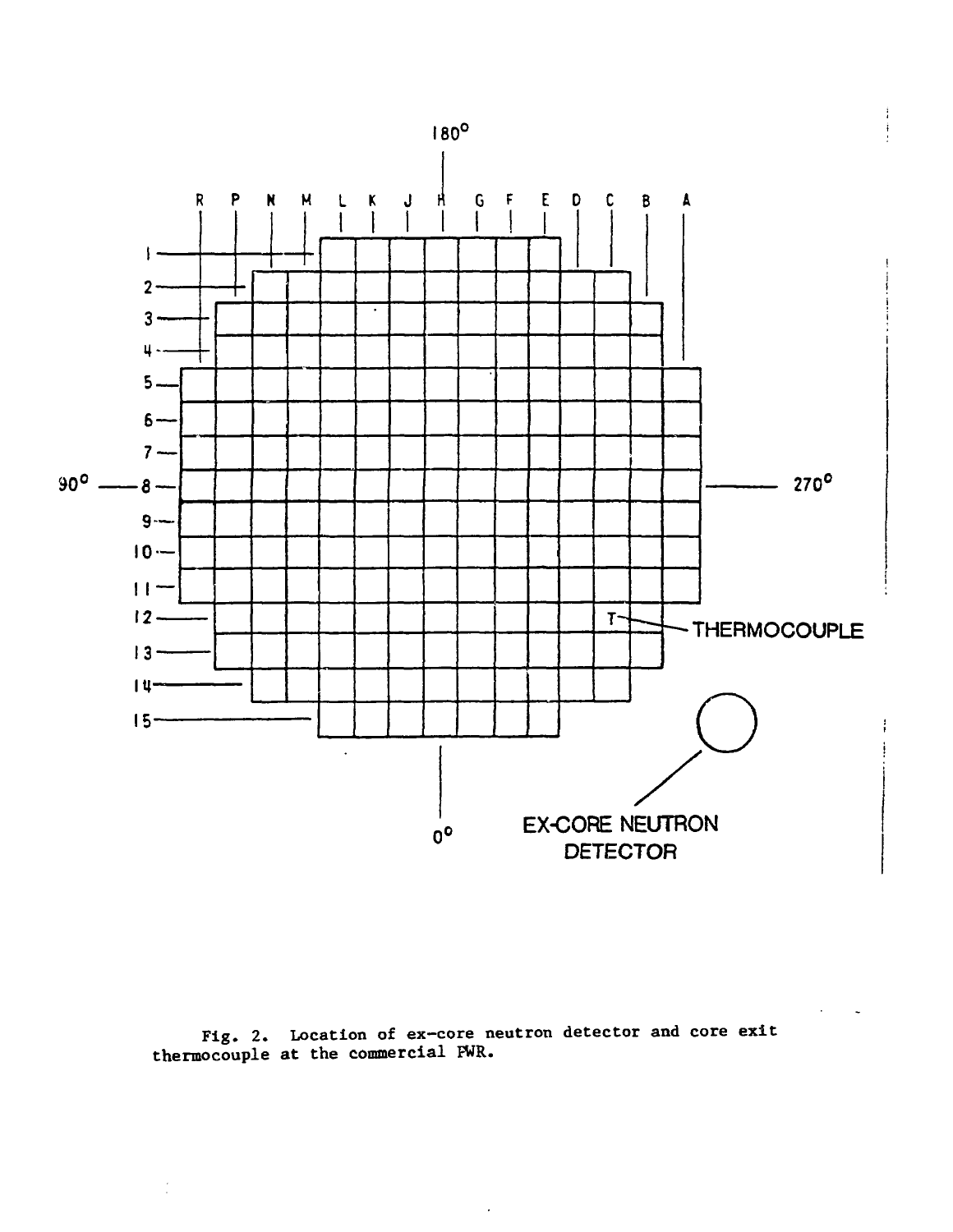Fig. 2. Location of ex-core neutron detector and core exit thermocouple at the commercial PWR.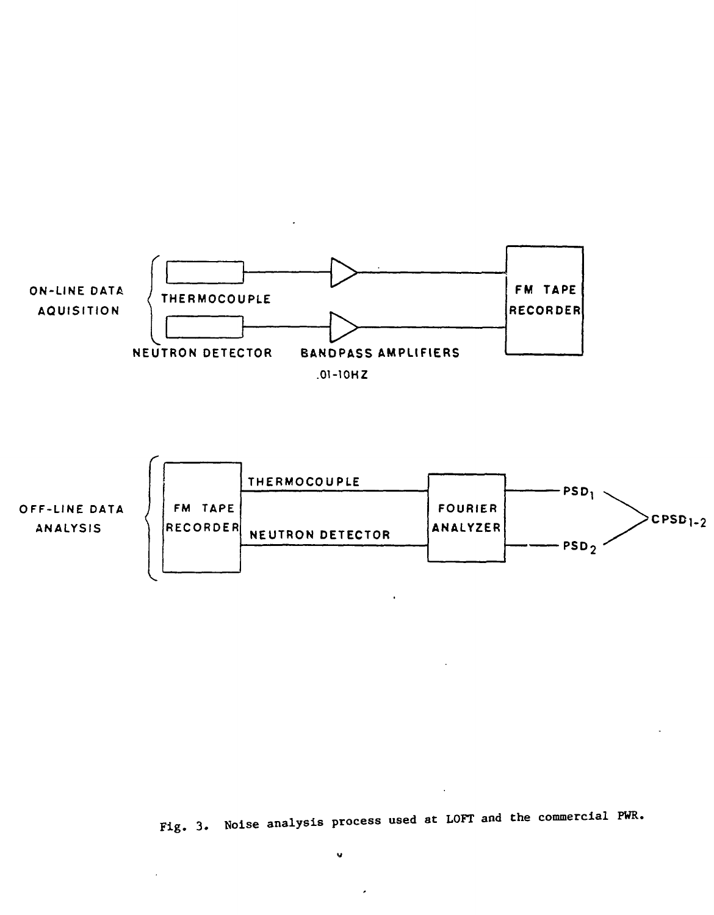ON-LINE DATA AQUISITION

THERMOCOUPLE

NEUTRON DETECTOR

BANDPASS AMPLIFIERS .01-10HZ

FM TAPE RECORDER

OFF-LINE DATA ANALYSIS

FM TAPE RECORDER

THERMOCOUPLE

NEUTRON DETECTOR

FOURIER ANALYZER

$PSD_1$

$PSD_2$

$CPSD_{1-2}$

Fig. 3. Noise analysis process used at LOFT and the commercial PWR.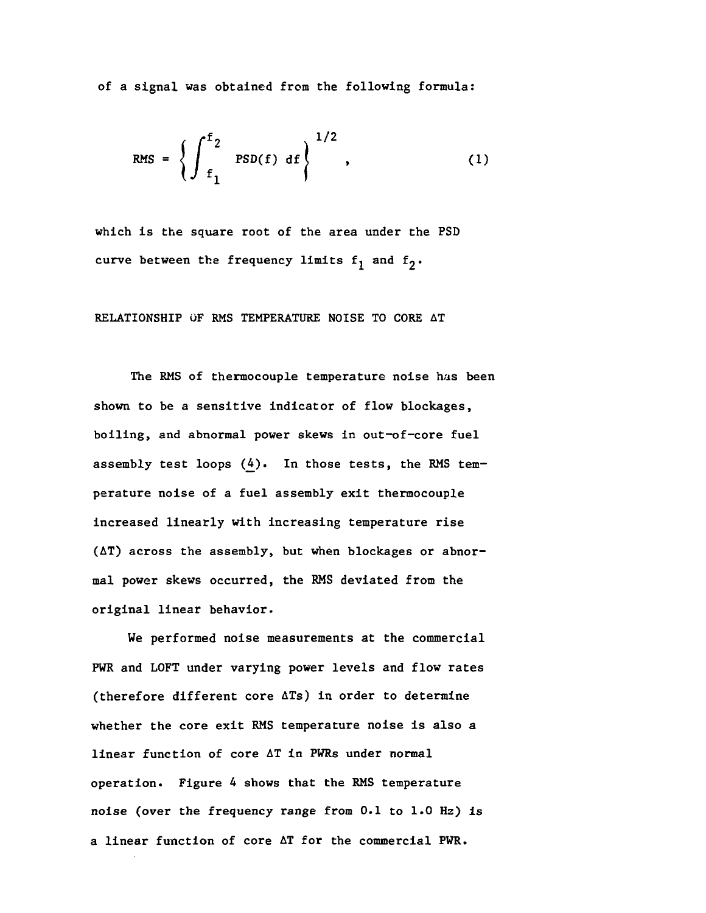of a signal was obtained from the following formula:

$$\text{RMS} = \left\{ \int_{f_1}^{f_2} \text{PSD}(f)\, df \right\}^{1/2} , \qquad (1)$$

which is the square root of the area under the PSD curve between the frequency limits $f_1$ and $f_2$.

## RELATIONSHIP OF RMS TEMPERATURE NOISE TO CORE $\Delta T$

The RMS of thermocouple temperature noise has been shown to be a sensitive indicator of flow blockages, boiling, and abnormal power skews in out-of-core fuel assembly test loops (4). In those tests, the RMS temperature noise of a fuel assembly exit thermocouple increased linearly with increasing temperature rise ($\Delta T$) across the assembly, but when blockages or abnormal power skews occurred, the RMS deviated from the original linear behavior.

We performed noise measurements at the commercial PWR and LOFT under varying power levels and flow rates (therefore different core $\Delta T$s) in order to determine whether the core exit RMS temperature noise is also a linear function of core $\Delta T$ in PWRs under normal operation. Figure 4 shows that the RMS temperature noise (over the frequency range from 0.1 to 1.0 Hz) is a linear function of core $\Delta T$ for the commercial PWR.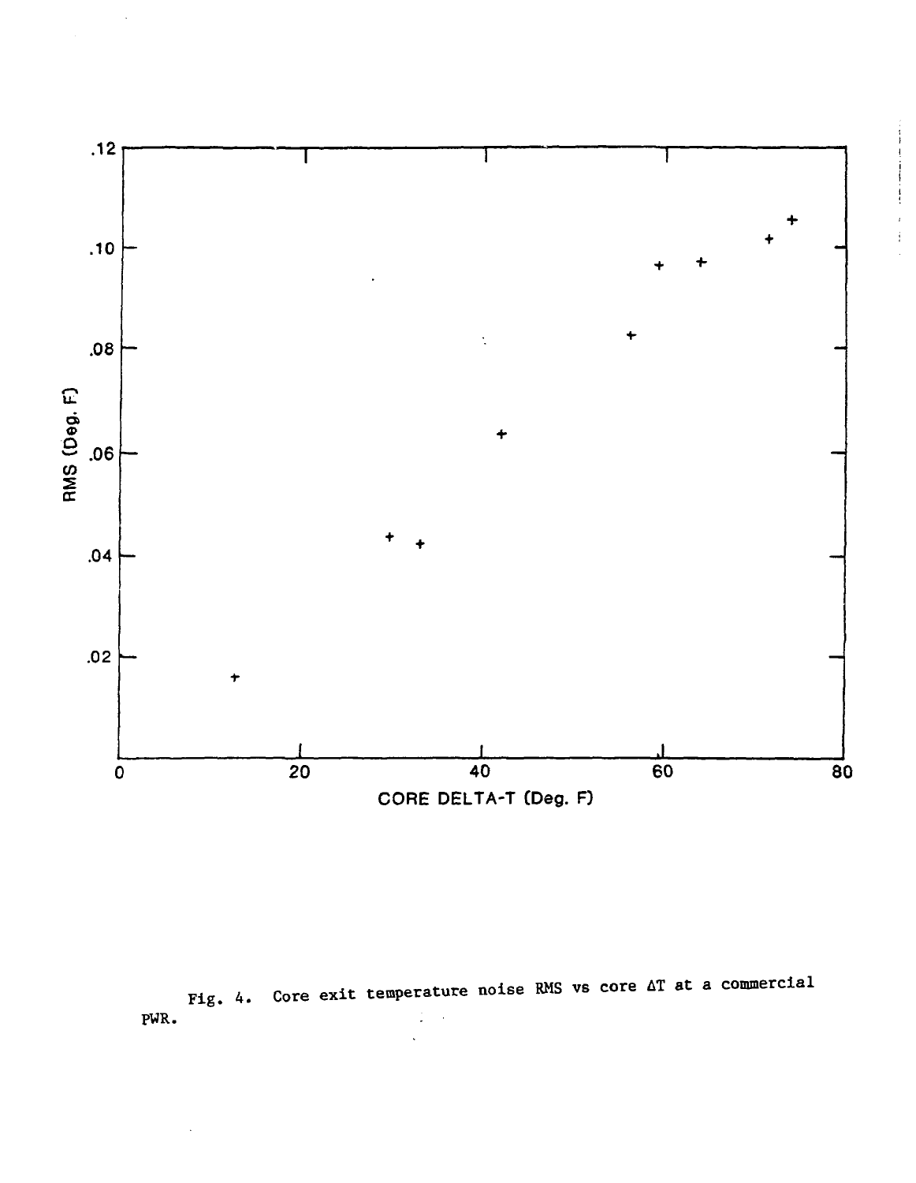Fig. 4. Core exit temperature noise RMS vs core $\Delta T$ at a commercial PWR.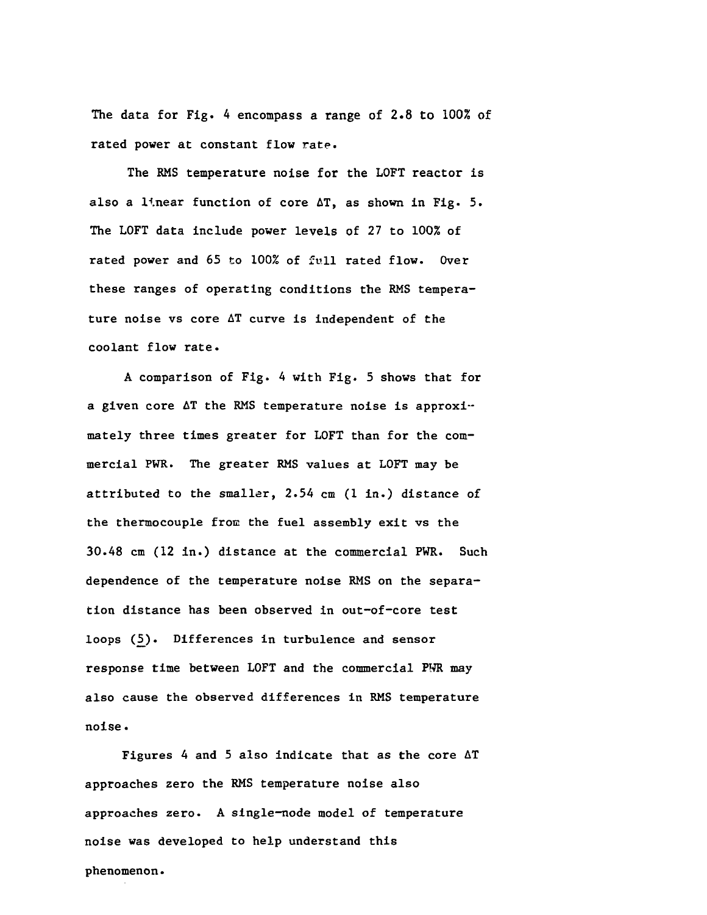The data for Fig. 4 encompass a range of 2.8 to 100% of rated power at constant flow rate.

The RMS temperature noise for the LOFT reactor is also a linear function of core $\Delta T$, as shown in Fig. 5. The LOFT data include power levels of 27 to 100% of rated power and 65 to 100% of full rated flow. Over these ranges of operating conditions the RMS temperature noise vs core $\Delta T$ curve is independent of the coolant flow rate.

A comparison of Fig. 4 with Fig. 5 shows that for a given core $\Delta T$ the RMS temperature noise is approximately three times greater for LOFT than for the commercial PWR. The greater RMS values at LOFT may be attributed to the smaller, 2.54 cm (1 in.) distance of the thermocouple from the fuel assembly exit vs the 30.48 cm (12 in.) distance at the commercial PWR. Such dependence of the temperature noise RMS on the separation distance has been observed in out-of-core test loops (5). Differences in turbulence and sensor response time between LOFT and the commercial PWR may also cause the observed differences in RMS temperature noise.

Figures 4 and 5 also indicate that as the core $\Delta T$ approaches zero the RMS temperature noise also approaches zero. A single-node model of temperature noise was developed to help understand this phenomenon.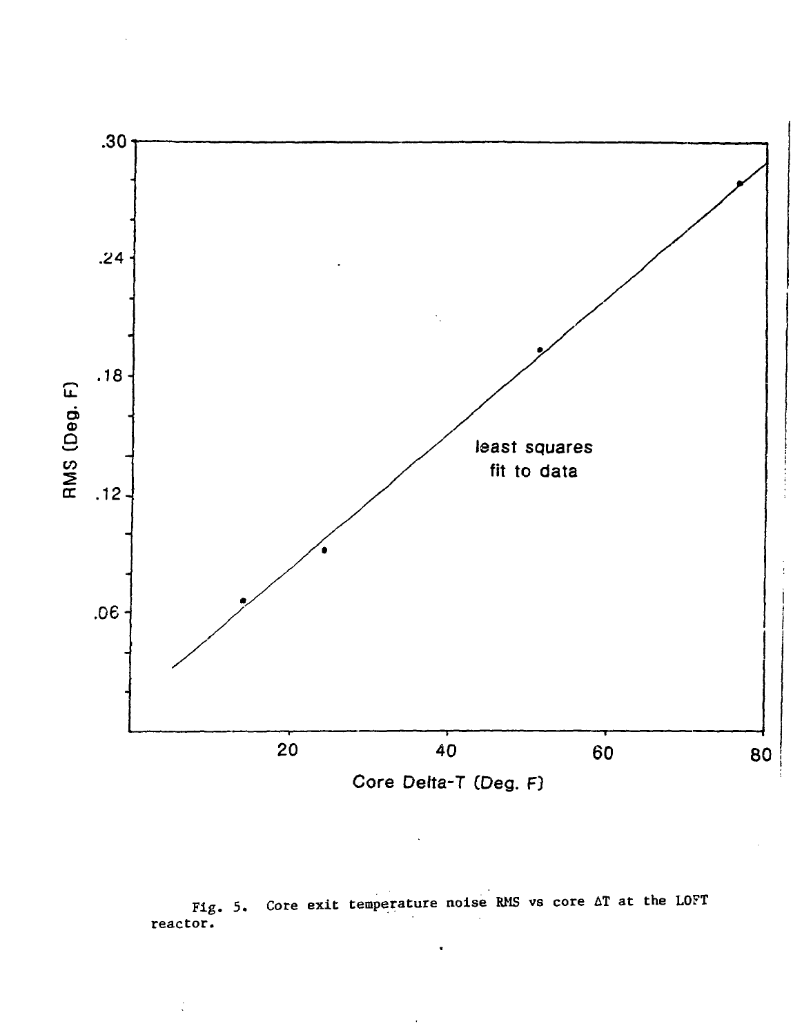Fig. 5. Core exit temperature noise RMS vs core $\Delta T$ at the LOFT reactor.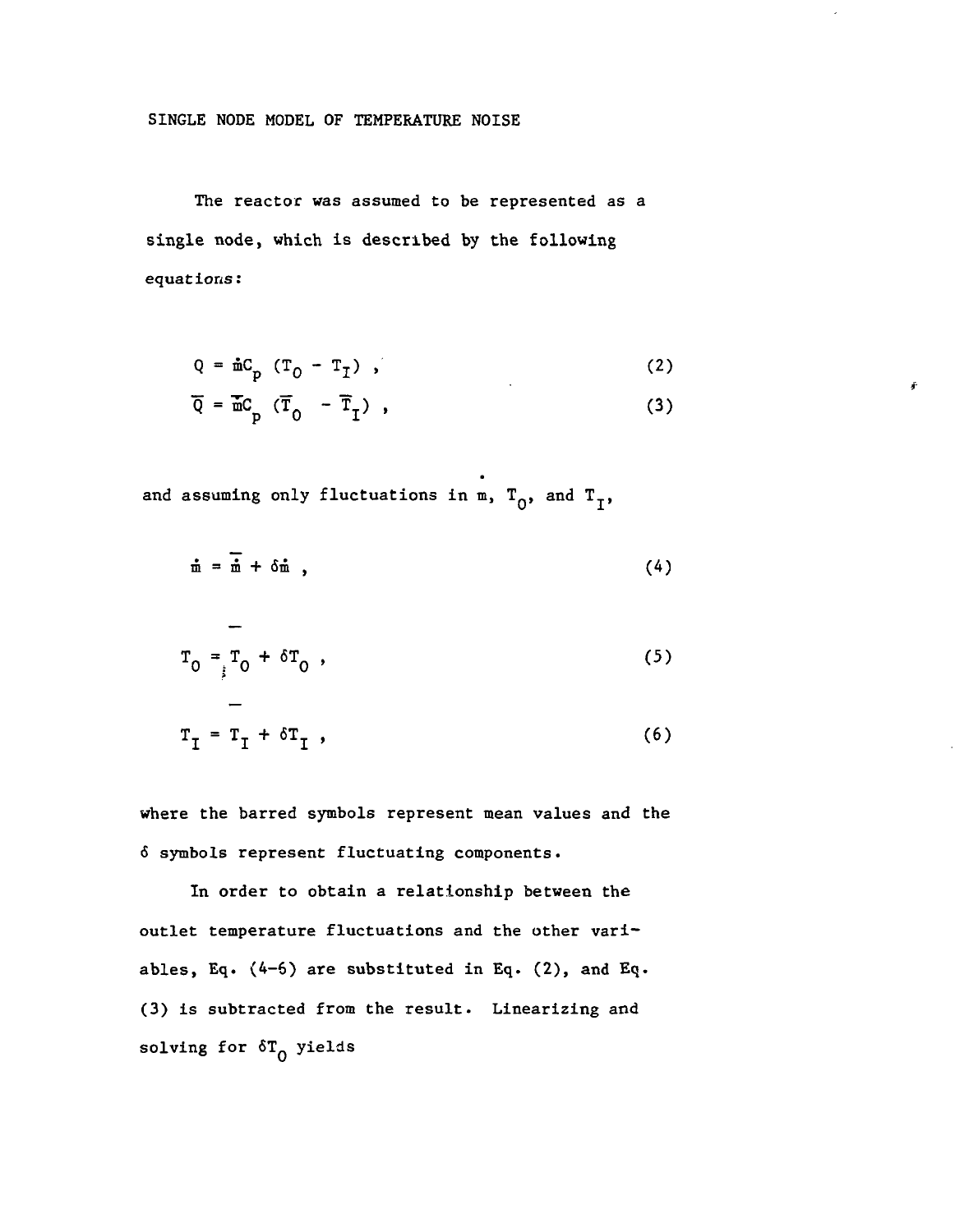## SINGLE NODE MODEL OF TEMPERATURE NOISE

The reactor was assumed to be represented as a single node, which is described by the following equations:

$$Q = \dot{m} C_p \; (T_O - T_I) \; , \tag{2}$$

$$\overline{Q} = \overline{\dot{m}} C_p \; (\overline{T}_O - \overline{T}_I) \; , \tag{3}$$

and assuming only fluctuations in $\dot{m}$, $T_O$, and $T_I$,

$$\dot{m} = \overline{\dot{m}} + \delta \dot{m} \; , \tag{4}$$

$$T_O = \overline{T}_O + \delta T_O \; , \tag{5}$$

$$T_I = \overline{T}_I + \delta T_I \; , \tag{6}$$

where the barred symbols represent mean values and the $\delta$ symbols represent fluctuating components.

In order to obtain a relationship between the outlet temperature fluctuations and the other variables, Eq. (4–6) are substituted in Eq. (2), and Eq. (3) is subtracted from the result. Linearizing and solving for $\delta T_O$ yields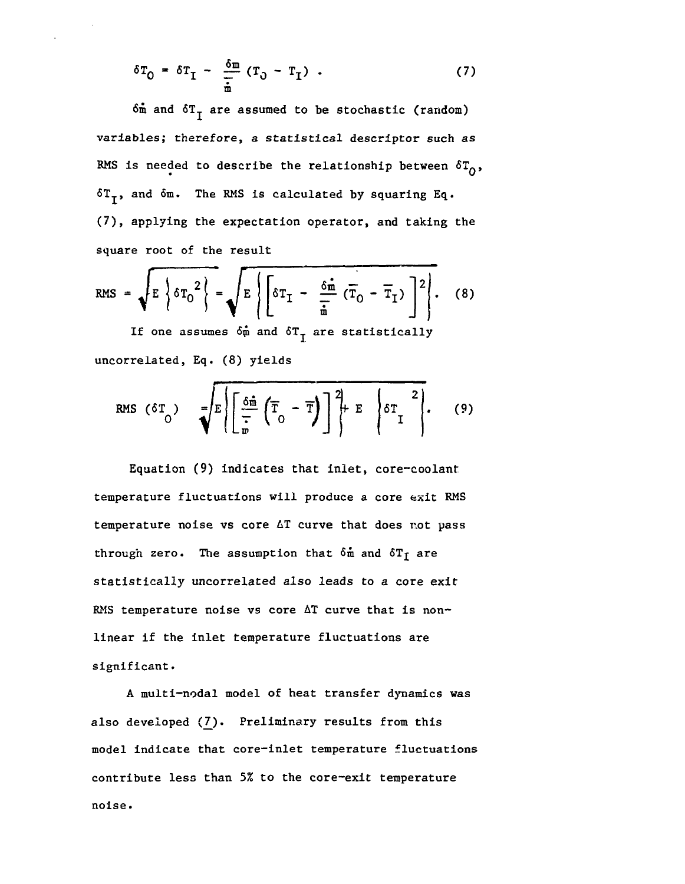$$\delta T_O = \delta T_I - \frac{\delta \dot{m}}{\dot{m}} (T_O - T_I) \ . \tag{7}$$

$\delta \dot{m}$ and $\delta T_I$ are assumed to be stochastic (random) variables; therefore, a statistical descriptor such as RMS is needed to describe the relationship between $\delta T_O$, $\delta T_I$, and $\delta \dot{m}$. The RMS is calculated by squaring Eq. (7), applying the expectation operator, and taking the square root of the result

$$\text{RMS} = \sqrt{E\left\{\delta T_O{}^2\right\}} = \sqrt{E\left\{\left[\delta T_I - \frac{\delta \dot{m}}{\bar{\dot{m}}} (\bar{T}_O - \bar{T}_I)\right]^2\right\}} \ . \tag{8}$$

If one assumes $\delta \dot{m}$ and $\delta T_I$ are statistically uncorrelated, Eq. (8) yields

$$\text{RMS} \ (\delta T_O) = \sqrt{E\left\{\left[\frac{\delta \dot{m}}{\bar{\dot{m}}} \left(\bar{T}_O - \bar{T}\right)\right]^2\right\} + E \left\{\delta T_I{}^2\right\}} \ . \tag{9}$$

Equation (9) indicates that inlet, core-coolant temperature fluctuations will produce a core exit RMS temperature noise vs core $\Delta T$ curve that does not pass through zero. The assumption that $\delta \dot{m}$ and $\delta T_I$ are statistically uncorrelated also leads to a core exit RMS temperature noise vs core $\Delta T$ curve that is non-linear if the inlet temperature fluctuations are significant.

A multi-nodal model of heat transfer dynamics was also developed (7). Preliminary results from this model indicate that core-inlet temperature fluctuations contribute less than 5% to the core-exit temperature noise.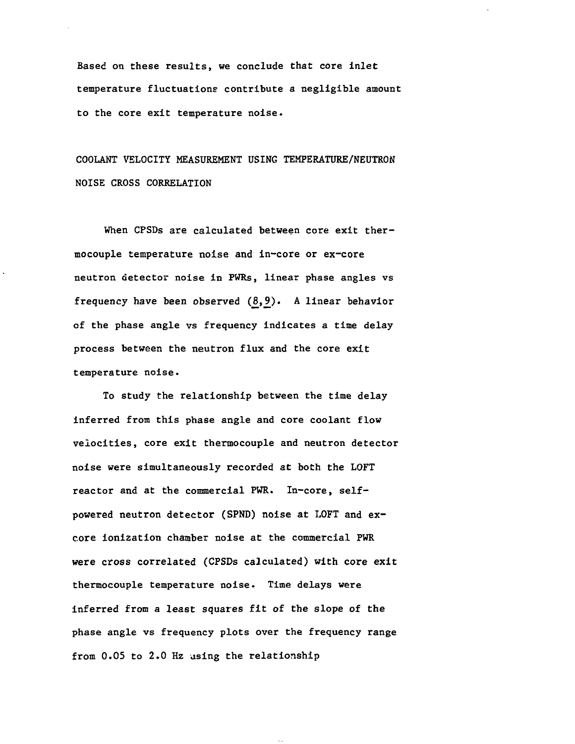Based on these results, we conclude that core inlet temperature fluctuations contribute a negligible amount to the core exit temperature noise.

## COOLANT VELOCITY MEASUREMENT USING TEMPERATURE/NEUTRON NOISE CROSS CORRELATION

When CPSDs are calculated between core exit thermocouple temperature noise and in-core or ex-core neutron detector noise in PWRs, linear phase angles vs frequency have been observed (8,9). A linear behavior of the phase angle vs frequency indicates a time delay process between the neutron flux and the core exit temperature noise.

To study the relationship between the time delay inferred from this phase angle and core coolant flow velocities, core exit thermocouple and neutron detector noise were simultaneously recorded at both the LOFT reactor and at the commercial PWR. In-core, self-powered neutron detector (SPND) noise at LOFT and ex-core ionization chamber noise at the commercial PWR were cross correlated (CPSDs calculated) with core exit thermocouple temperature noise. Time delays were inferred from a least squares fit of the slope of the phase angle vs frequency plots over the frequency range from 0.05 to 2.0 Hz using the relationship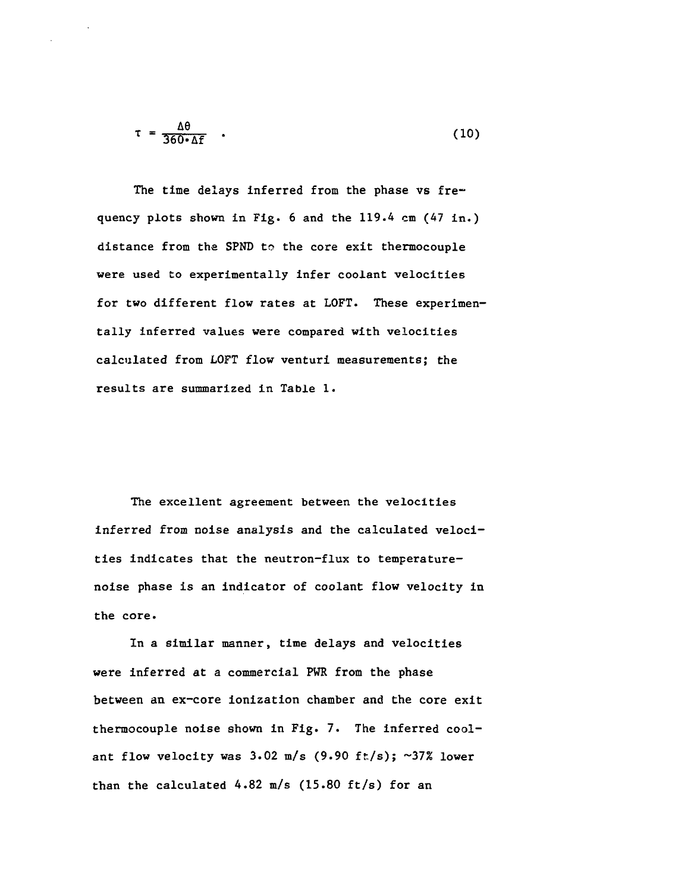$$\tau = \frac{\Delta\theta}{360 \cdot \Delta f} \quad . \tag{10}$$

The time delays inferred from the phase vs frequency plots shown in Fig. 6 and the 119.4 cm (47 in.) distance from the SPND to the core exit thermocouple were used to experimentally infer coolant velocities for two different flow rates at LOFT. These experimentally inferred values were compared with velocities calculated from LOFT flow venturi measurements; the results are summarized in Table 1.

The excellent agreement between the velocities inferred from noise analysis and the calculated velocities indicates that the neutron-flux to temperature-noise phase is an indicator of coolant flow velocity in the core.

In a similar manner, time delays and velocities were inferred at a commercial PWR from the phase between an ex-core ionization chamber and the core exit thermocouple noise shown in Fig. 7. The inferred coolant flow velocity was 3.02 m/s (9.90 ft/s); ~37% lower than the calculated 4.82 m/s (15.80 ft/s) for an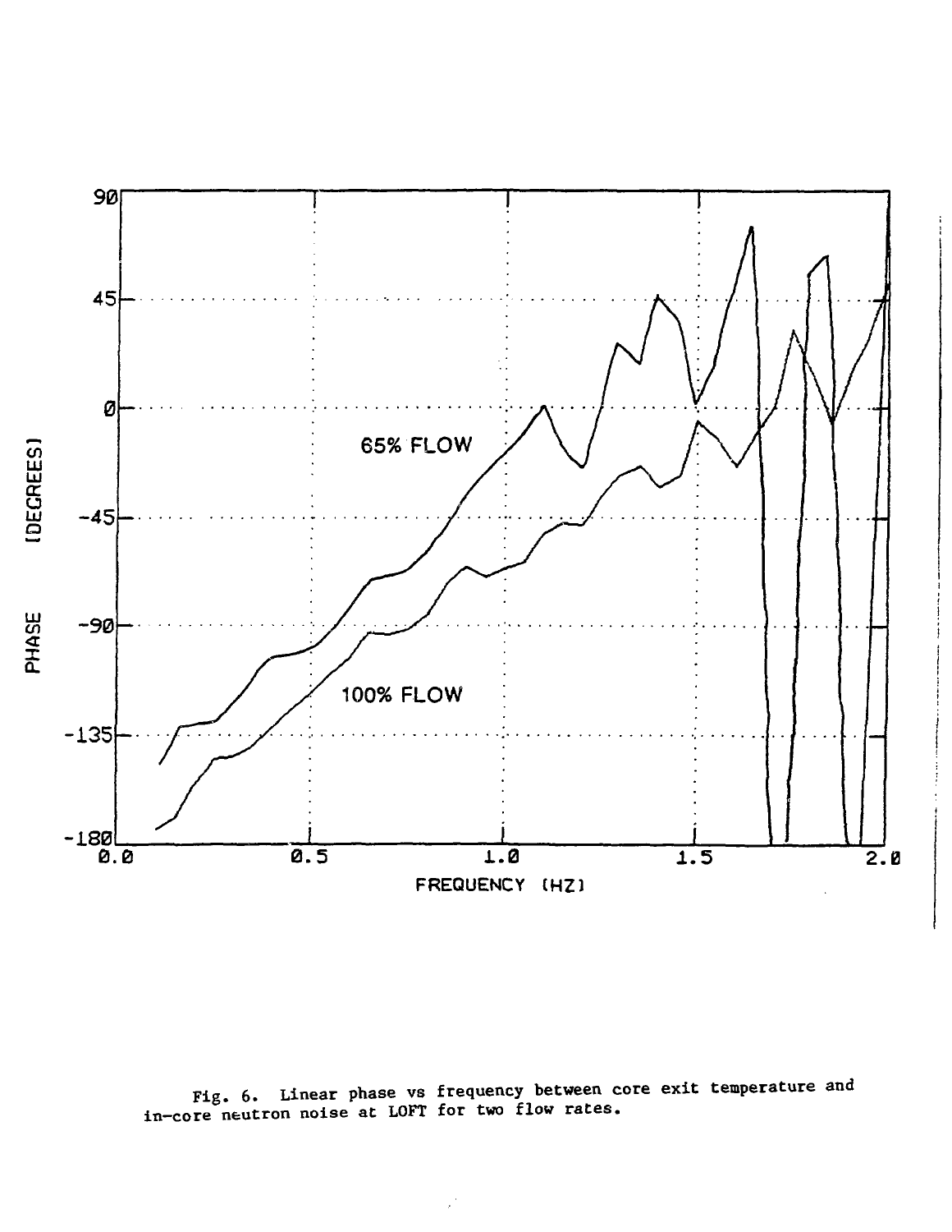Fig. 6. Linear phase vs frequency between core exit temperature and in-core neutron noise at LOFT for two flow rates.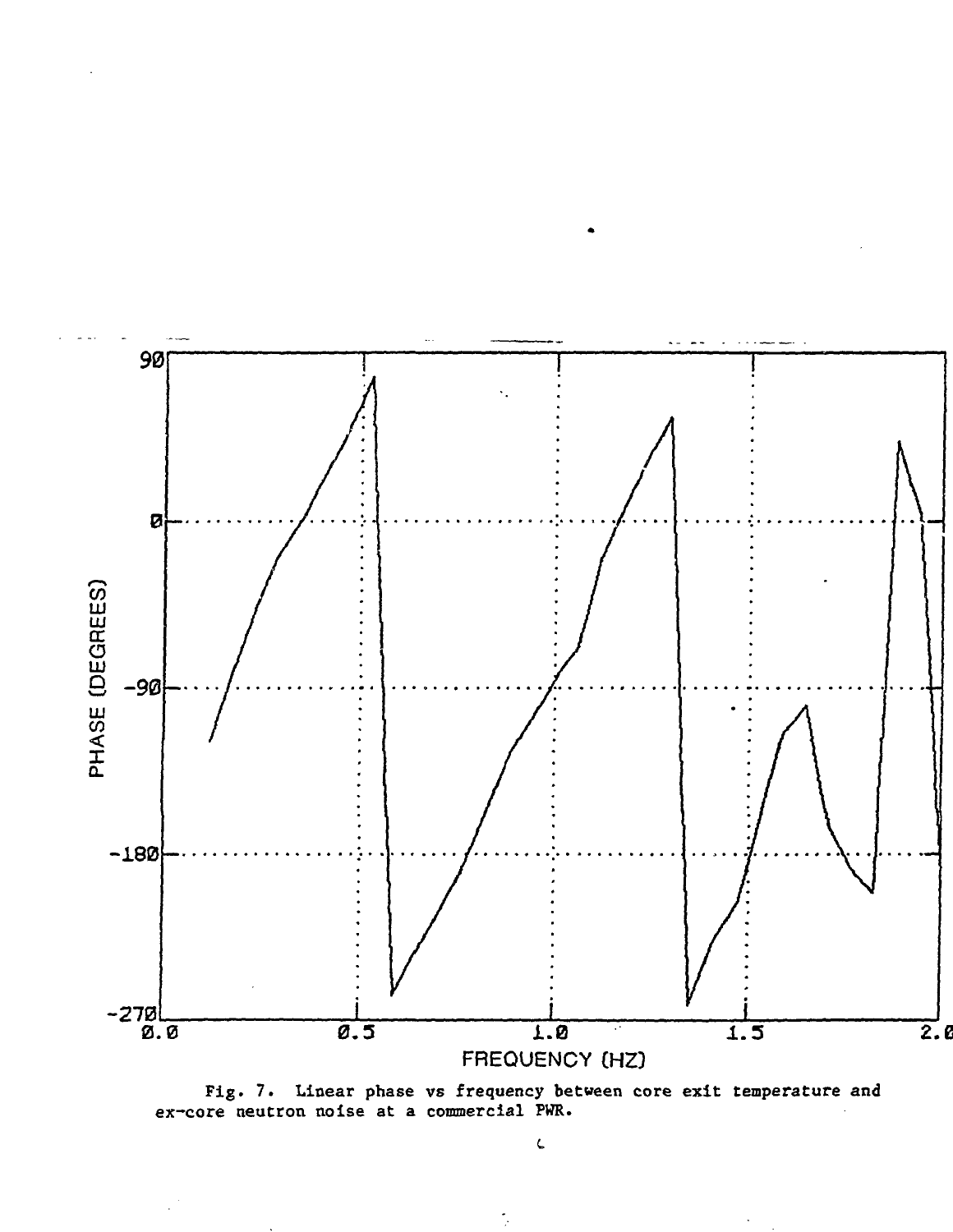Fig. 7. Linear phase vs frequency between core exit temperature and ex-core neutron noise at a commercial PWR.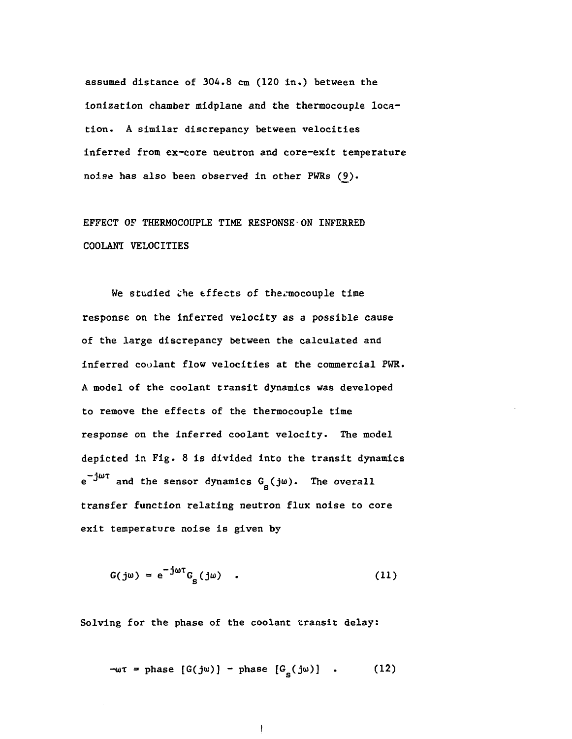assumed distance of 304.8 cm (120 in.) between the ionization chamber midplane and the thermocouple location. A similar discrepancy between velocities inferred from ex-core neutron and core-exit temperature noise has also been observed in other PWRs (9).

## EFFECT OF THERMOCOUPLE TIME RESPONSE ON INFERRED COOLANT VELOCITIES

We studied the effects of thermocouple time response on the inferred velocity as a possible cause of the large discrepancy between the calculated and inferred coolant flow velocities at the commercial PWR. A model of the coolant transit dynamics was developed to remove the effects of the thermocouple time response on the inferred coolant velocity. The model depicted in Fig. 8 is divided into the transit dynamics $e^{-j\omega\tau}$ and the sensor dynamics $G_s(j\omega)$. The overall transfer function relating neutron flux noise to core exit temperature noise is given by

$$G(j\omega) = e^{-j\omega\tau} G_s(j\omega) \quad . \tag{11}$$

Solving for the phase of the coolant transit delay:

$$-\omega\tau = \text{phase } [G(j\omega)] - \text{phase } [G_s(j\omega)] \quad . \tag{12}$$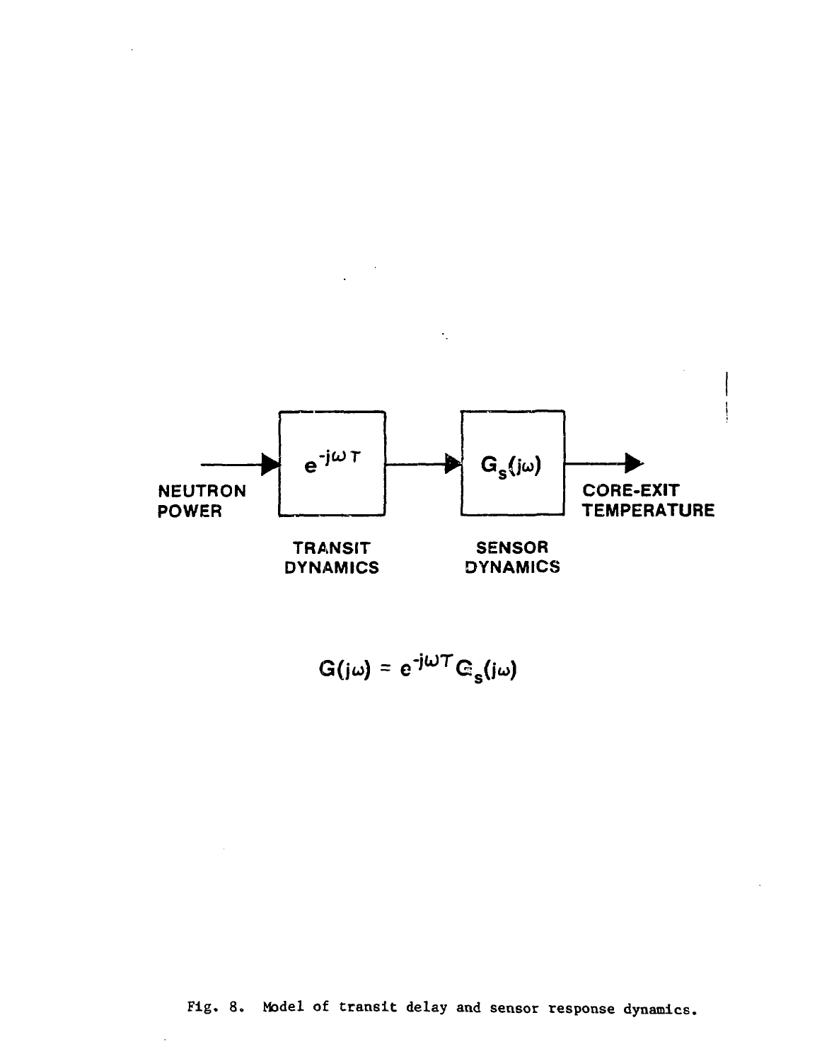NEUTRON POWER → $e^{-j\omega\tau}$ → $G_s(j\omega)$ → CORE-EXIT TEMPERATURE

TRANSIT DYNAMICS

SENSOR DYNAMICS

$$G(j\omega) = e^{-j\omega\tau} G_s(j\omega)$$

Fig. 8. Model of transit delay and sensor response dynamics.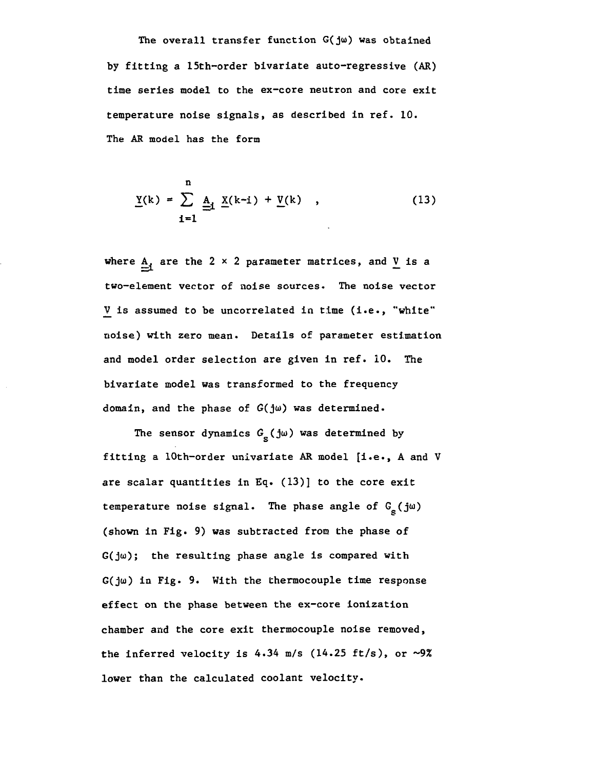The overall transfer function $G(j\omega)$ was obtained by fitting a 15th-order bivariate auto-regressive (AR) time series model to the ex-core neutron and core exit temperature noise signals, as described in ref. 10. The AR model has the form

$$\underline{Y}(k) = \sum_{i=1}^{n} \underline{\underline{A}}_i \, \underline{X}(k-i) + \underline{V}(k) \quad , \tag{13}$$

where $\underline{\underline{A}}_i$ are the $2 \times 2$ parameter matrices, and $\underline{V}$ is a two-element vector of noise sources. The noise vector $\underline{V}$ is assumed to be uncorrelated in time (i.e., "white" noise) with zero mean. Details of parameter estimation and model order selection are given in ref. 10. The bivariate model was transformed to the frequency domain, and the phase of $G(j\omega)$ was determined.

The sensor dynamics $G_s(j\omega)$ was determined by fitting a 10th-order univariate AR model [i.e., A and V are scalar quantities in Eq. (13)] to the core exit temperature noise signal. The phase angle of $G_s(j\omega)$ (shown in Fig. 9) was subtracted from the phase of $G(j\omega)$; the resulting phase angle is compared with $G(j\omega)$ in Fig. 9. With the thermocouple time response effect on the phase between the ex-core ionization chamber and the core exit thermocouple noise removed, the inferred velocity is 4.34 m/s (14.25 ft/s), or ~9% lower than the calculated coolant velocity.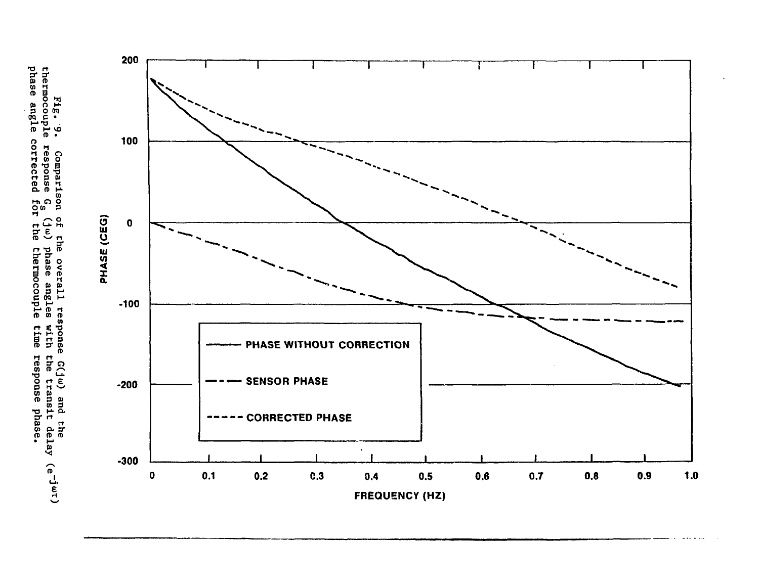Fig. 9. Comparison of the overall response $G(j\omega)$ and the thermocouple response $G_s(j\omega)$ phase angles with the transit delay $(e^{-j\omega\tau})$ phase angle corrected for the thermocouple time response phase.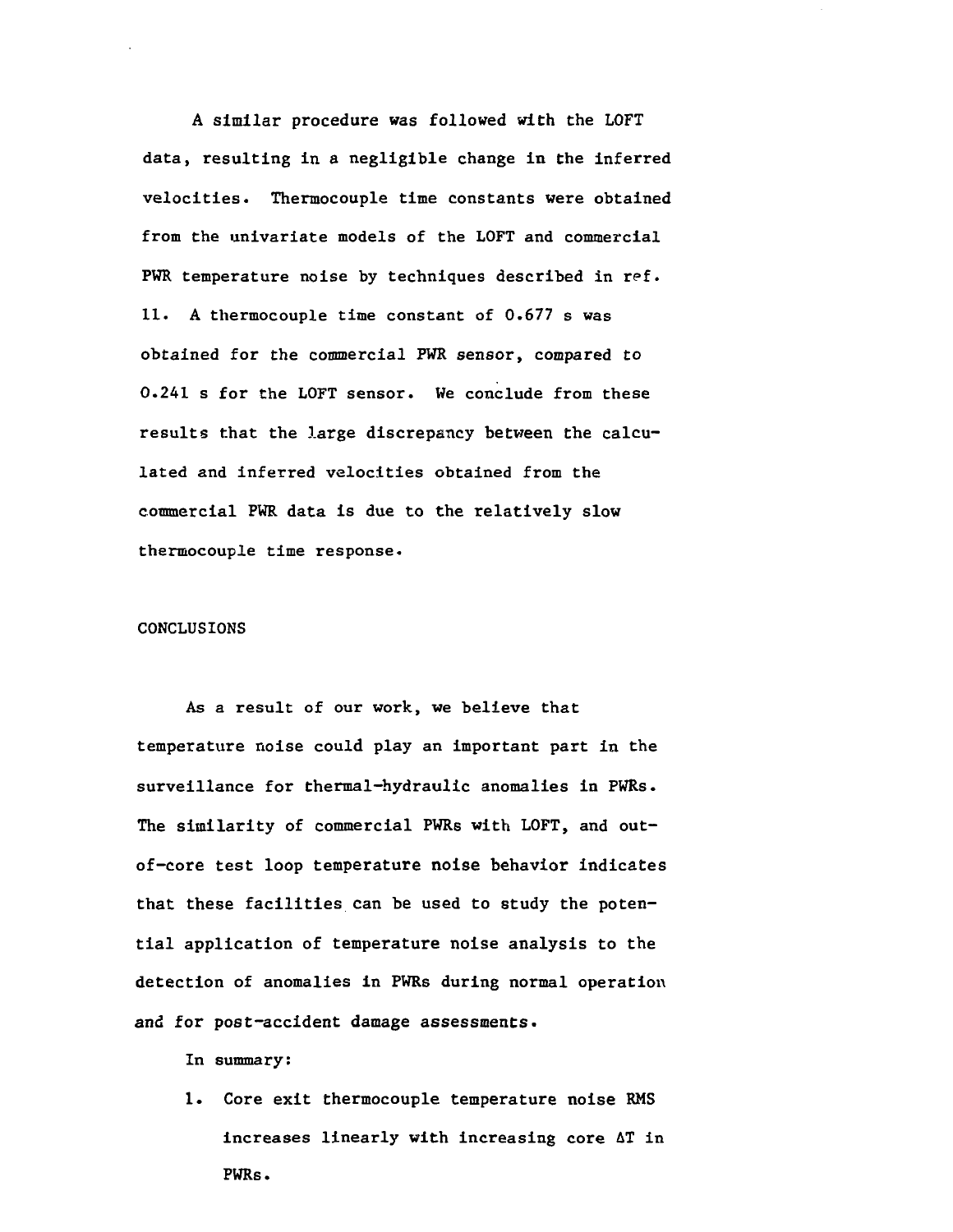A similar procedure was followed with the LOFT data, resulting in a negligible change in the inferred velocities. Thermocouple time constants were obtained from the univariate models of the LOFT and commercial PWR temperature noise by techniques described in ref. 11. A thermocouple time constant of 0.677 s was obtained for the commercial PWR sensor, compared to 0.241 s for the LOFT sensor. We conclude from these results that the large discrepancy between the calculated and inferred velocities obtained from the commercial PWR data is due to the relatively slow thermocouple time response.

## CONCLUSIONS

As a result of our work, we believe that temperature noise could play an important part in the surveillance for thermal-hydraulic anomalies in PWRs. The similarity of commercial PWRs with LOFT, and out-of-core test loop temperature noise behavior indicates that these facilities can be used to study the potential application of temperature noise analysis to the detection of anomalies in PWRs during normal operation and for post-accident damage assessments.

In summary:

1. Core exit thermocouple temperature noise RMS increases linearly with increasing core $\Delta T$ in PWRs.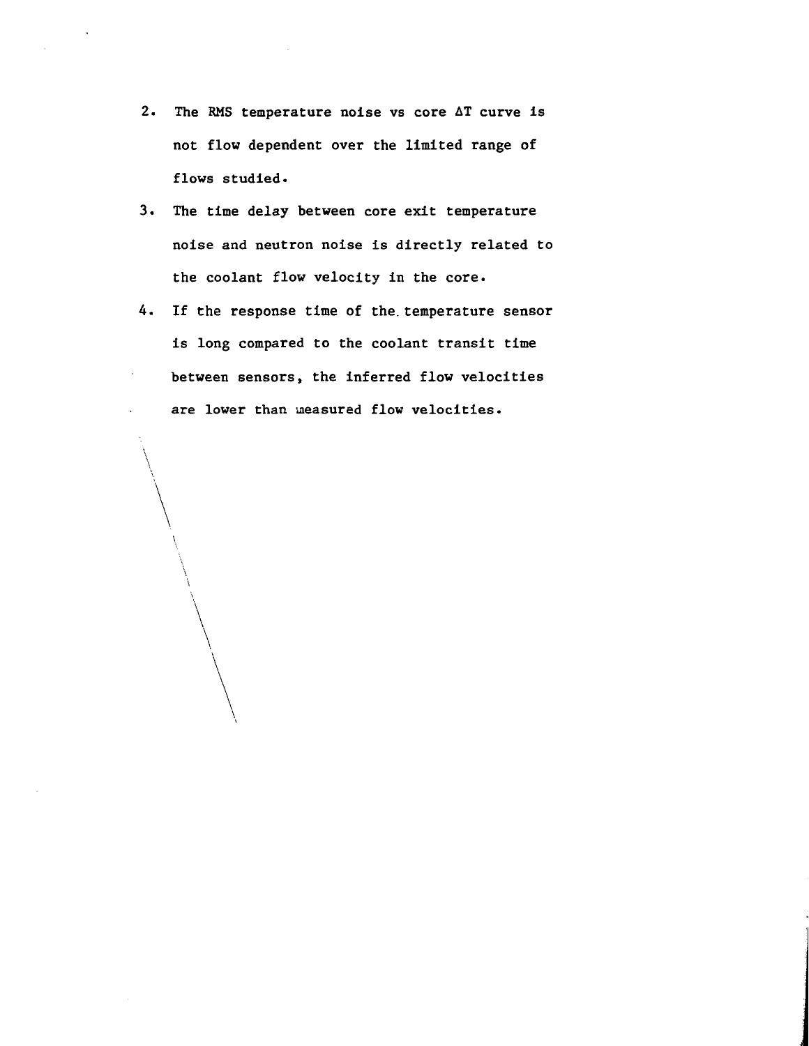2. The RMS temperature noise vs core $\Delta T$ curve is not flow dependent over the limited range of flows studied.

3. The time delay between core exit temperature noise and neutron noise is directly related to the coolant flow velocity in the core.

4. If the response time of the temperature sensor is long compared to the coolant transit time between sensors, the inferred flow velocities are lower than measured flow velocities.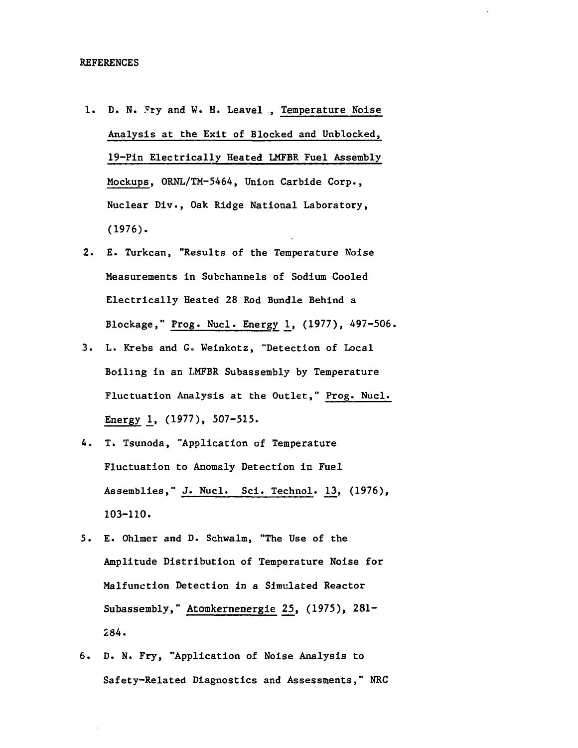REFERENCES

1. D. N. Fry and W. H. Leavel , Temperature Noise Analysis at the Exit of Blocked and Unblocked, 19-Pin Electrically Heated LMFBR Fuel Assembly Mockups, ORNL/TM-5464, Union Carbide Corp., Nuclear Div., Oak Ridge National Laboratory, (1976).

2. E. Turkcan, "Results of the Temperature Noise Measurements in Subchannels of Sodium Cooled Electrically Heated 28 Rod Bundle Behind a Blockage," Prog. Nucl. Energy 1, (1977), 497-506.

3. L. Krebs and G. Weinkotz, "Detection of Local Boiling in an LMFBR Subassembly by Temperature Fluctuation Analysis at the Outlet," Prog. Nucl. Energy 1, (1977), 507-515.

4. T. Tsunoda, "Application of Temperature Fluctuation to Anomaly Detection in Fuel Assemblies," J. Nucl. Sci. Technol. 13, (1976), 103-110.

5. E. Ohlmer and D. Schwalm, "The Use of the Amplitude Distribution of Temperature Noise for Malfunction Detection in a Simulated Reactor Subassembly," Atomkernenergie 25, (1975), 281-284.

6. D. N. Fry, "Application of Noise Analysis to Safety-Related Diagnostics and Assessments," NRC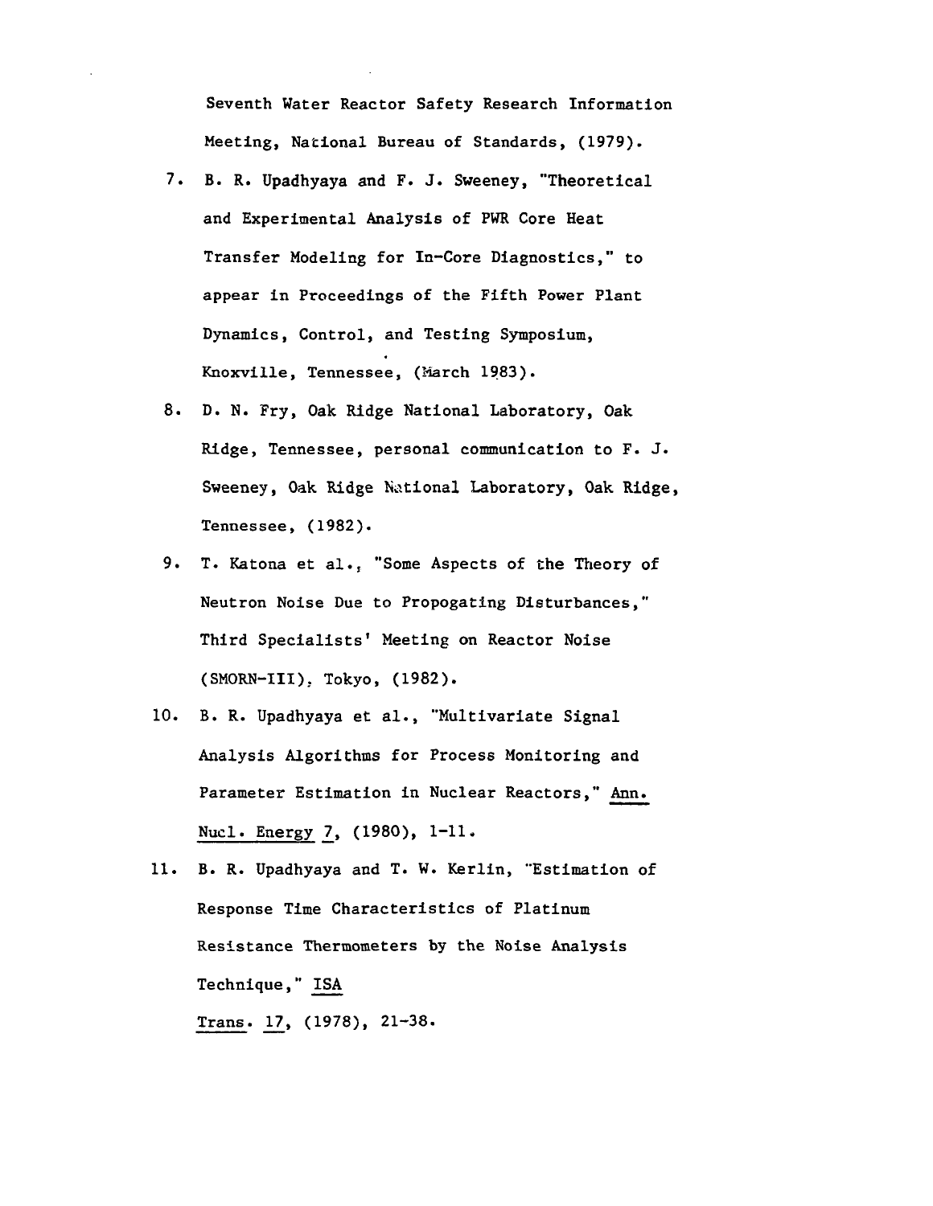Seventh Water Reactor Safety Research Information Meeting, National Bureau of Standards, (1979).

7. B. R. Upadhyaya and F. J. Sweeney, "Theoretical and Experimental Analysis of PWR Core Heat Transfer Modeling for In-Core Diagnostics," to appear in Proceedings of the Fifth Power Plant Dynamics, Control, and Testing Symposium, Knoxville, Tennessee, (March 1983).

8. D. N. Fry, Oak Ridge National Laboratory, Oak Ridge, Tennessee, personal communication to F. J. Sweeney, Oak Ridge National Laboratory, Oak Ridge, Tennessee, (1982).

9. T. Katona et al., "Some Aspects of the Theory of Neutron Noise Due to Propogating Disturbances," Third Specialists' Meeting on Reactor Noise (SMORN-III), Tokyo, (1982).

10. B. R. Upadhyaya et al., "Multivariate Signal Analysis Algorithms for Process Monitoring and Parameter Estimation in Nuclear Reactors," Ann. Nucl. Energy 7, (1980), 1-11.

11. B. R. Upadhyaya and T. W. Kerlin, "Estimation of Response Time Characteristics of Platinum Resistance Thermometers by the Noise Analysis Technique," ISA Trans. 17, (1978), 21-38.